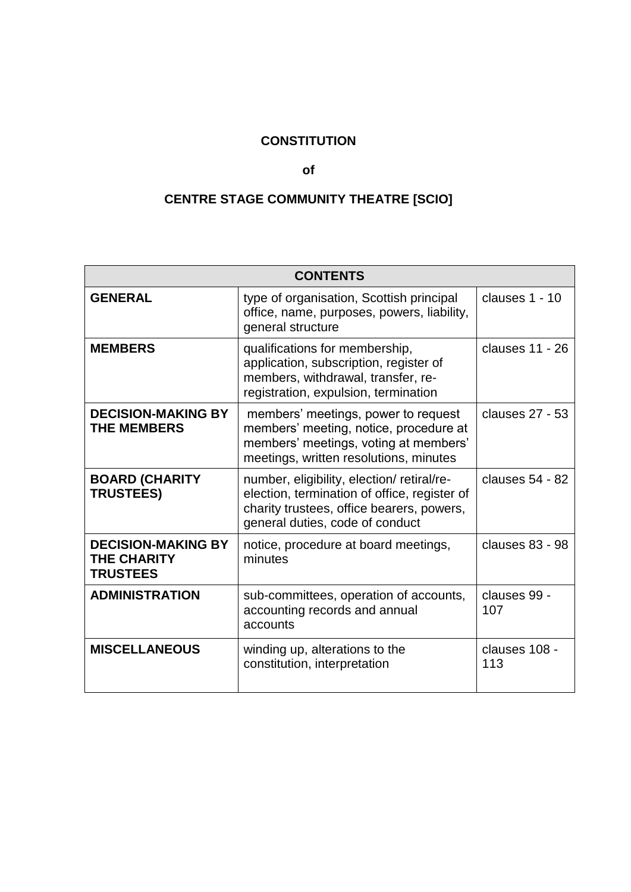# CONSTITUTION

## of

# CENTRE STAGE COMMUNITY THEATRE [SCIO]

| CONTENTS | | |
|---|---|---|
| **GENERAL** | type of organisation, Scottish principal office, name, purposes, powers, liability, general structure | clauses 1 - 10 |
| **MEMBERS** | qualifications for membership, application, subscription, register of members, withdrawal, transfer, re-registration, expulsion, termination | clauses 11 - 26 |
| **DECISION-MAKING BY THE MEMBERS** | members' meetings, power to request members' meeting, notice, procedure at members' meetings, voting at members' meetings, written resolutions, minutes | clauses 27 - 53 |
| **BOARD (CHARITY TRUSTEES)** | number, eligibility, election/ retiral/re-election, termination of office, register of charity trustees, office bearers, powers, general duties, code of conduct | clauses 54 - 82 |
| **DECISION-MAKING BY THE CHARITY TRUSTEES** | notice, procedure at board meetings, minutes | clauses 83 - 98 |
| **ADMINISTRATION** | sub-committees, operation of accounts, accounting records and annual accounts | clauses 99 - 107 |
| **MISCELLANEOUS** | winding up, alterations to the constitution, interpretation | clauses 108 - 113 |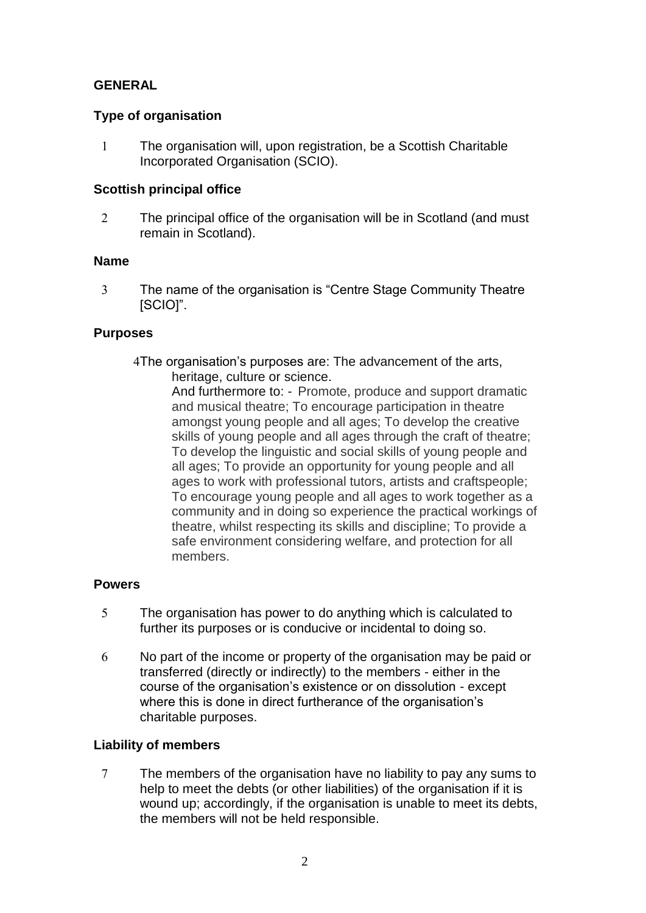**GENERAL**

**Type of organisation**

1 The organisation will, upon registration, be a Scottish Charitable Incorporated Organisation (SCIO).

**Scottish principal office**

2 The principal office of the organisation will be in Scotland (and must remain in Scotland).

**Name**

3 The name of the organisation is "Centre Stage Community Theatre [SCIO]".

**Purposes**

4 The organisation's purposes are: The advancement of the arts, heritage, culture or science.

And furthermore to: - Promote, produce and support dramatic and musical theatre; To encourage participation in theatre amongst young people and all ages; To develop the creative skills of young people and all ages through the craft of theatre; To develop the linguistic and social skills of young people and all ages; To provide an opportunity for young people and all ages to work with professional tutors, artists and craftspeople; To encourage young people and all ages to work together as a community and in doing so experience the practical workings of theatre, whilst respecting its skills and discipline; To provide a safe environment considering welfare, and protection for all members.

**Powers**

5 The organisation has power to do anything which is calculated to further its purposes or is conducive or incidental to doing so.

6 No part of the income or property of the organisation may be paid or transferred (directly or indirectly) to the members - either in the course of the organisation's existence or on dissolution - except where this is done in direct furtherance of the organisation's charitable purposes.

**Liability of members**

7 The members of the organisation have no liability to pay any sums to help to meet the debts (or other liabilities) of the organisation if it is wound up; accordingly, if the organisation is unable to meet its debts, the members will not be held responsible.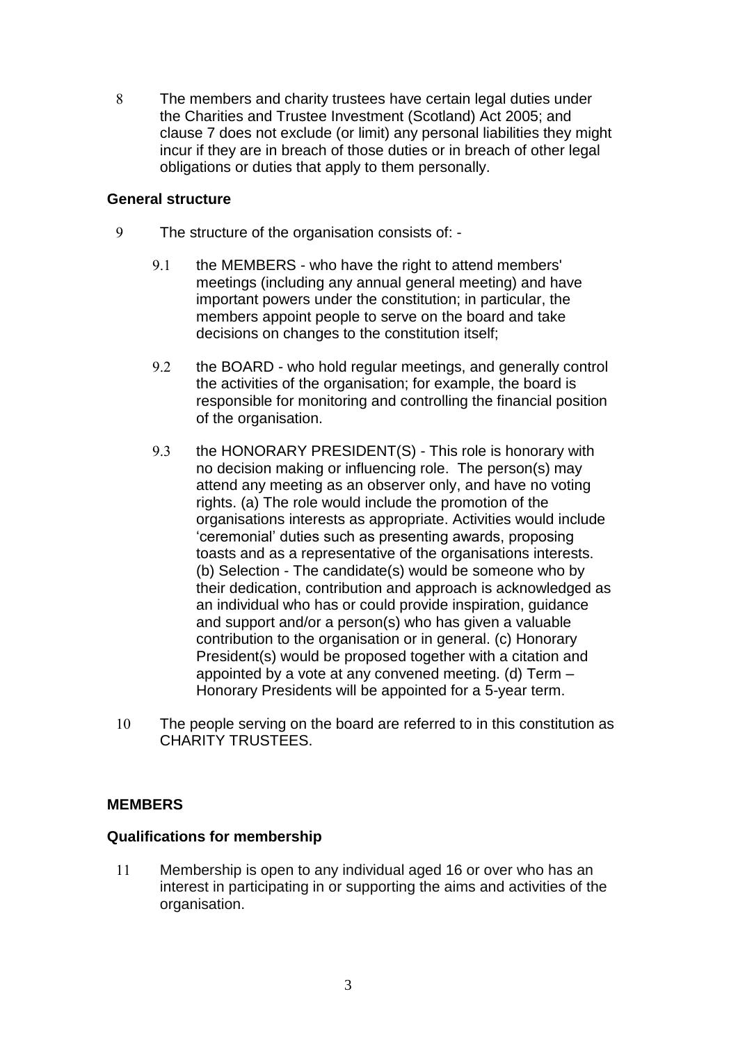8 The members and charity trustees have certain legal duties under the Charities and Trustee Investment (Scotland) Act 2005; and clause 7 does not exclude (or limit) any personal liabilities they might incur if they are in breach of those duties or in breach of other legal obligations or duties that apply to them personally.

**General structure**

9 The structure of the organisation consists of: -

9.1 the MEMBERS - who have the right to attend members' meetings (including any annual general meeting) and have important powers under the constitution; in particular, the members appoint people to serve on the board and take decisions on changes to the constitution itself;

9.2 the BOARD - who hold regular meetings, and generally control the activities of the organisation; for example, the board is responsible for monitoring and controlling the financial position of the organisation.

9.3 the HONORARY PRESIDENT(S) - This role is honorary with no decision making or influencing role. The person(s) may attend any meeting as an observer only, and have no voting rights. (a) The role would include the promotion of the organisations interests as appropriate. Activities would include 'ceremonial' duties such as presenting awards, proposing toasts and as a representative of the organisations interests. (b) Selection - The candidate(s) would be someone who by their dedication, contribution and approach is acknowledged as an individual who has or could provide inspiration, guidance and support and/or a person(s) who has given a valuable contribution to the organisation or in general. (c) Honorary President(s) would be proposed together with a citation and appointed by a vote at any convened meeting. (d) Term – Honorary Presidents will be appointed for a 5-year term.

10 The people serving on the board are referred to in this constitution as CHARITY TRUSTEES.

**MEMBERS**

**Qualifications for membership**

11 Membership is open to any individual aged 16 or over who has an interest in participating in or supporting the aims and activities of the organisation.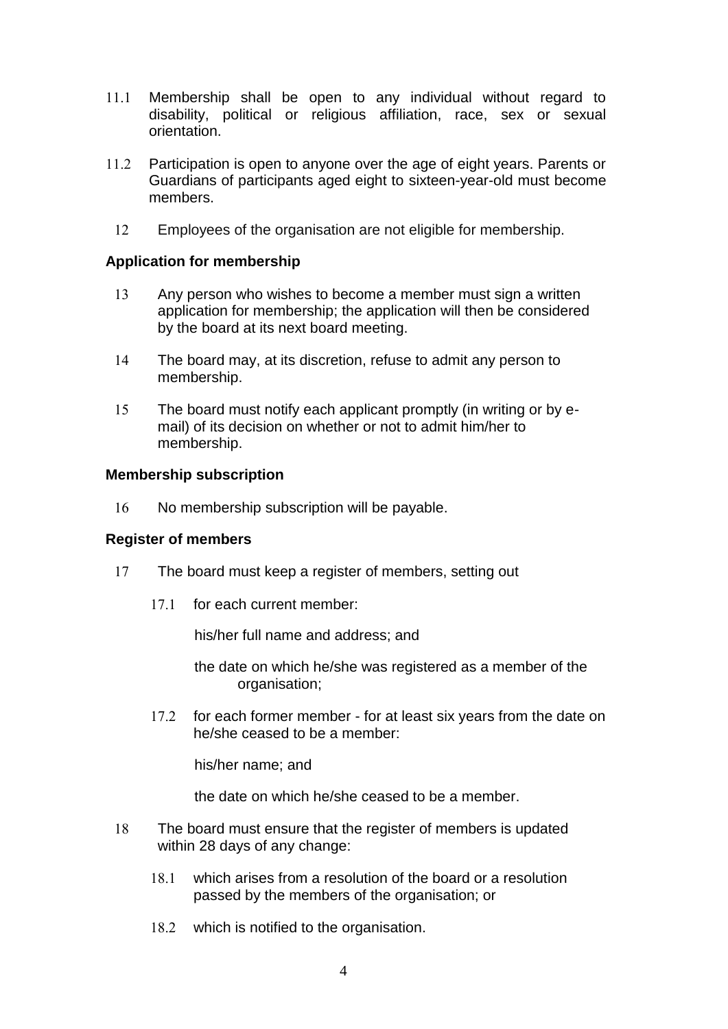11.1 Membership shall be open to any individual without regard to disability, political or religious affiliation, race, sex or sexual orientation.

11.2 Participation is open to anyone over the age of eight years. Parents or Guardians of participants aged eight to sixteen-year-old must become members.

12 Employees of the organisation are not eligible for membership.

**Application for membership**

13 Any person who wishes to become a member must sign a written application for membership; the application will then be considered by the board at its next board meeting.

14 The board may, at its discretion, refuse to admit any person to membership.

15 The board must notify each applicant promptly (in writing or by e-mail) of its decision on whether or not to admit him/her to membership.

**Membership subscription**

16 No membership subscription will be payable.

**Register of members**

17 The board must keep a register of members, setting out

17.1 for each current member:

his/her full name and address; and

the date on which he/she was registered as a member of the organisation;

17.2 for each former member - for at least six years from the date on he/she ceased to be a member:

his/her name; and

the date on which he/she ceased to be a member.

18 The board must ensure that the register of members is updated within 28 days of any change:

18.1 which arises from a resolution of the board or a resolution passed by the members of the organisation; or

18.2 which is notified to the organisation.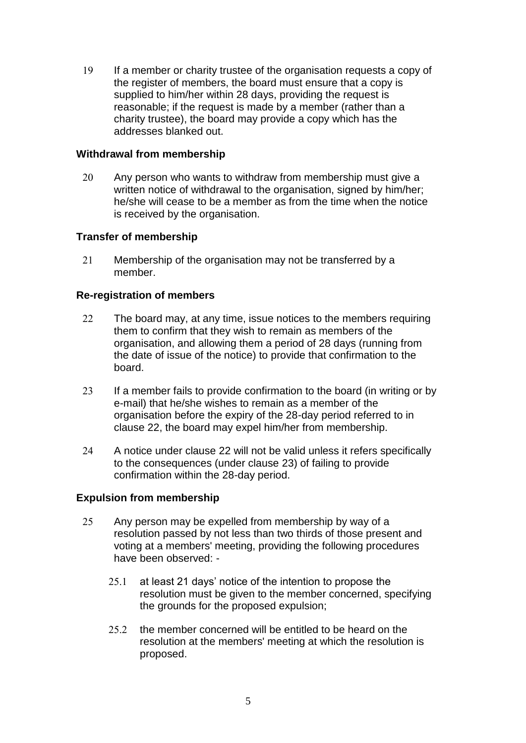19 If a member or charity trustee of the organisation requests a copy of the register of members, the board must ensure that a copy is supplied to him/her within 28 days, providing the request is reasonable; if the request is made by a member (rather than a charity trustee), the board may provide a copy which has the addresses blanked out.

**Withdrawal from membership**

20 Any person who wants to withdraw from membership must give a written notice of withdrawal to the organisation, signed by him/her; he/she will cease to be a member as from the time when the notice is received by the organisation.

**Transfer of membership**

21 Membership of the organisation may not be transferred by a member.

**Re-registration of members**

22 The board may, at any time, issue notices to the members requiring them to confirm that they wish to remain as members of the organisation, and allowing them a period of 28 days (running from the date of issue of the notice) to provide that confirmation to the board.

23 If a member fails to provide confirmation to the board (in writing or by e-mail) that he/she wishes to remain as a member of the organisation before the expiry of the 28-day period referred to in clause 22, the board may expel him/her from membership.

24 A notice under clause 22 will not be valid unless it refers specifically to the consequences (under clause 23) of failing to provide confirmation within the 28-day period.

**Expulsion from membership**

25 Any person may be expelled from membership by way of a resolution passed by not less than two thirds of those present and voting at a members' meeting, providing the following procedures have been observed: -

25.1 at least 21 days' notice of the intention to propose the resolution must be given to the member concerned, specifying the grounds for the proposed expulsion;

25.2 the member concerned will be entitled to be heard on the resolution at the members' meeting at which the resolution is proposed.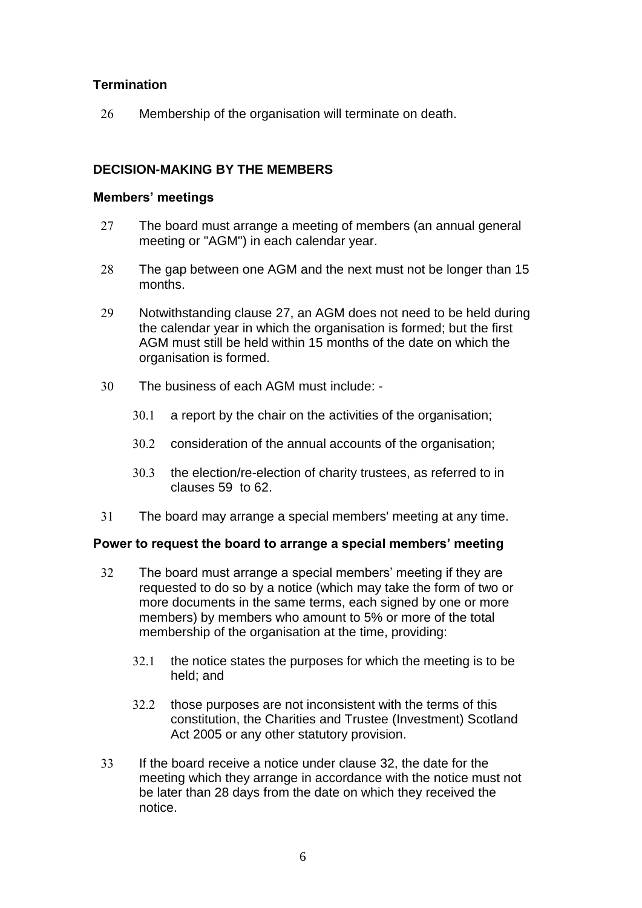### Termination

26 Membership of the organisation will terminate on death.

## DECISION-MAKING BY THE MEMBERS

### Members' meetings

27 The board must arrange a meeting of members (an annual general meeting or "AGM") in each calendar year.

28 The gap between one AGM and the next must not be longer than 15 months.

29 Notwithstanding clause 27, an AGM does not need to be held during the calendar year in which the organisation is formed; but the first AGM must still be held within 15 months of the date on which the organisation is formed.

30 The business of each AGM must include: -

30.1 a report by the chair on the activities of the organisation;

30.2 consideration of the annual accounts of the organisation;

30.3 the election/re-election of charity trustees, as referred to in clauses 59 to 62.

31 The board may arrange a special members' meeting at any time.

### Power to request the board to arrange a special members' meeting

32 The board must arrange a special members' meeting if they are requested to do so by a notice (which may take the form of two or more documents in the same terms, each signed by one or more members) by members who amount to 5% or more of the total membership of the organisation at the time, providing:

32.1 the notice states the purposes for which the meeting is to be held; and

32.2 those purposes are not inconsistent with the terms of this constitution, the Charities and Trustee (Investment) Scotland Act 2005 or any other statutory provision.

33 If the board receive a notice under clause 32, the date for the meeting which they arrange in accordance with the notice must not be later than 28 days from the date on which they received the notice.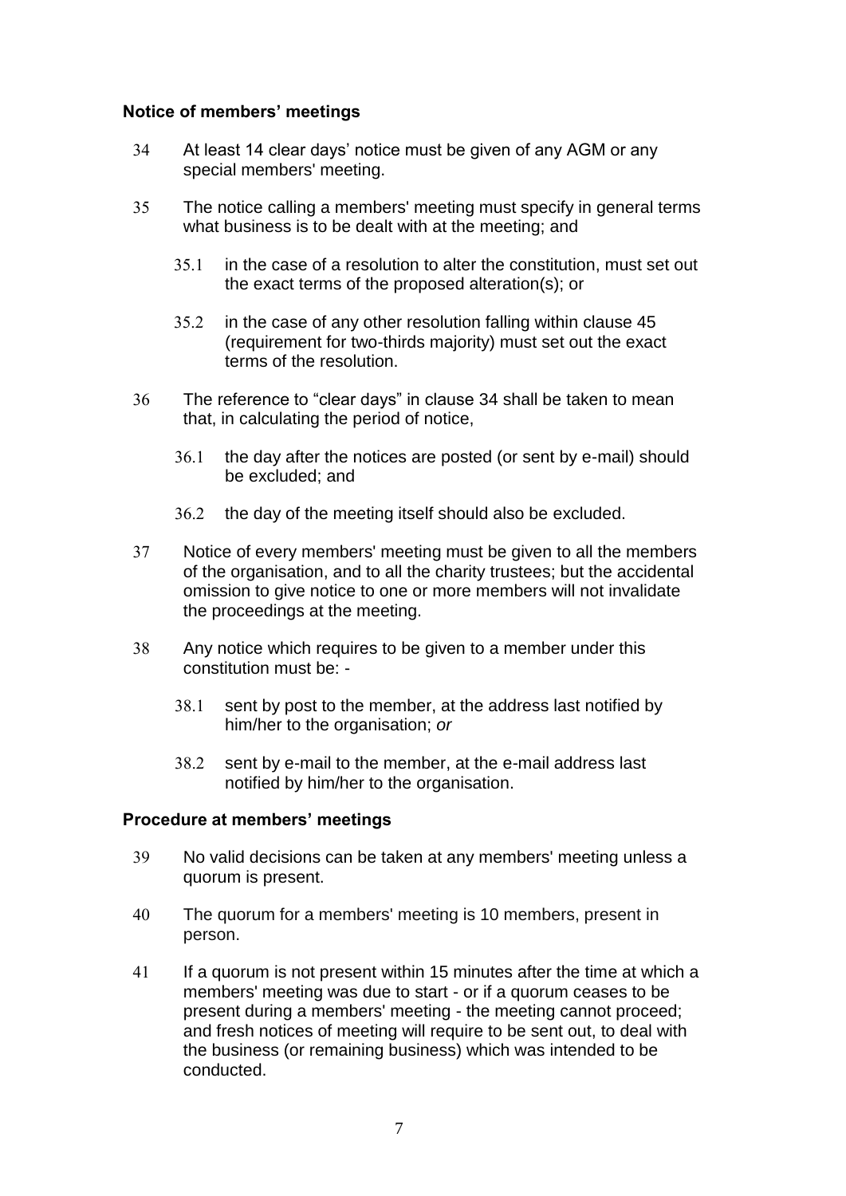### Notice of members' meetings

34 At least 14 clear days' notice must be given of any AGM or any special members' meeting.

35 The notice calling a members' meeting must specify in general terms what business is to be dealt with at the meeting; and

35.1 in the case of a resolution to alter the constitution, must set out the exact terms of the proposed alteration(s); or

35.2 in the case of any other resolution falling within clause 45 (requirement for two-thirds majority) must set out the exact terms of the resolution.

36 The reference to "clear days" in clause 34 shall be taken to mean that, in calculating the period of notice,

36.1 the day after the notices are posted (or sent by e-mail) should be excluded; and

36.2 the day of the meeting itself should also be excluded.

37 Notice of every members' meeting must be given to all the members of the organisation, and to all the charity trustees; but the accidental omission to give notice to one or more members will not invalidate the proceedings at the meeting.

38 Any notice which requires to be given to a member under this constitution must be: -

38.1 sent by post to the member, at the address last notified by him/her to the organisation; *or*

38.2 sent by e-mail to the member, at the e-mail address last notified by him/her to the organisation.

### Procedure at members' meetings

39 No valid decisions can be taken at any members' meeting unless a quorum is present.

40 The quorum for a members' meeting is 10 members, present in person.

41 If a quorum is not present within 15 minutes after the time at which a members' meeting was due to start - or if a quorum ceases to be present during a members' meeting - the meeting cannot proceed; and fresh notices of meeting will require to be sent out, to deal with the business (or remaining business) which was intended to be conducted.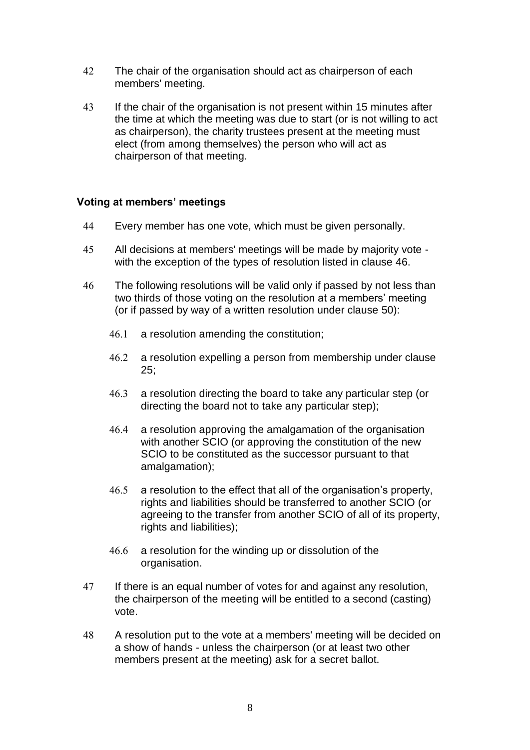42 The chair of the organisation should act as chairperson of each members' meeting.

43 If the chair of the organisation is not present within 15 minutes after the time at which the meeting was due to start (or is not willing to act as chairperson), the charity trustees present at the meeting must elect (from among themselves) the person who will act as chairperson of that meeting.

### Voting at members' meetings

44 Every member has one vote, which must be given personally.

45 All decisions at members' meetings will be made by majority vote - with the exception of the types of resolution listed in clause 46.

46 The following resolutions will be valid only if passed by not less than two thirds of those voting on the resolution at a members' meeting (or if passed by way of a written resolution under clause 50):

46.1 a resolution amending the constitution;

46.2 a resolution expelling a person from membership under clause 25;

46.3 a resolution directing the board to take any particular step (or directing the board not to take any particular step);

46.4 a resolution approving the amalgamation of the organisation with another SCIO (or approving the constitution of the new SCIO to be constituted as the successor pursuant to that amalgamation);

46.5 a resolution to the effect that all of the organisation's property, rights and liabilities should be transferred to another SCIO (or agreeing to the transfer from another SCIO of all of its property, rights and liabilities);

46.6 a resolution for the winding up or dissolution of the organisation.

47 If there is an equal number of votes for and against any resolution, the chairperson of the meeting will be entitled to a second (casting) vote.

48 A resolution put to the vote at a members' meeting will be decided on a show of hands - unless the chairperson (or at least two other members present at the meeting) ask for a secret ballot.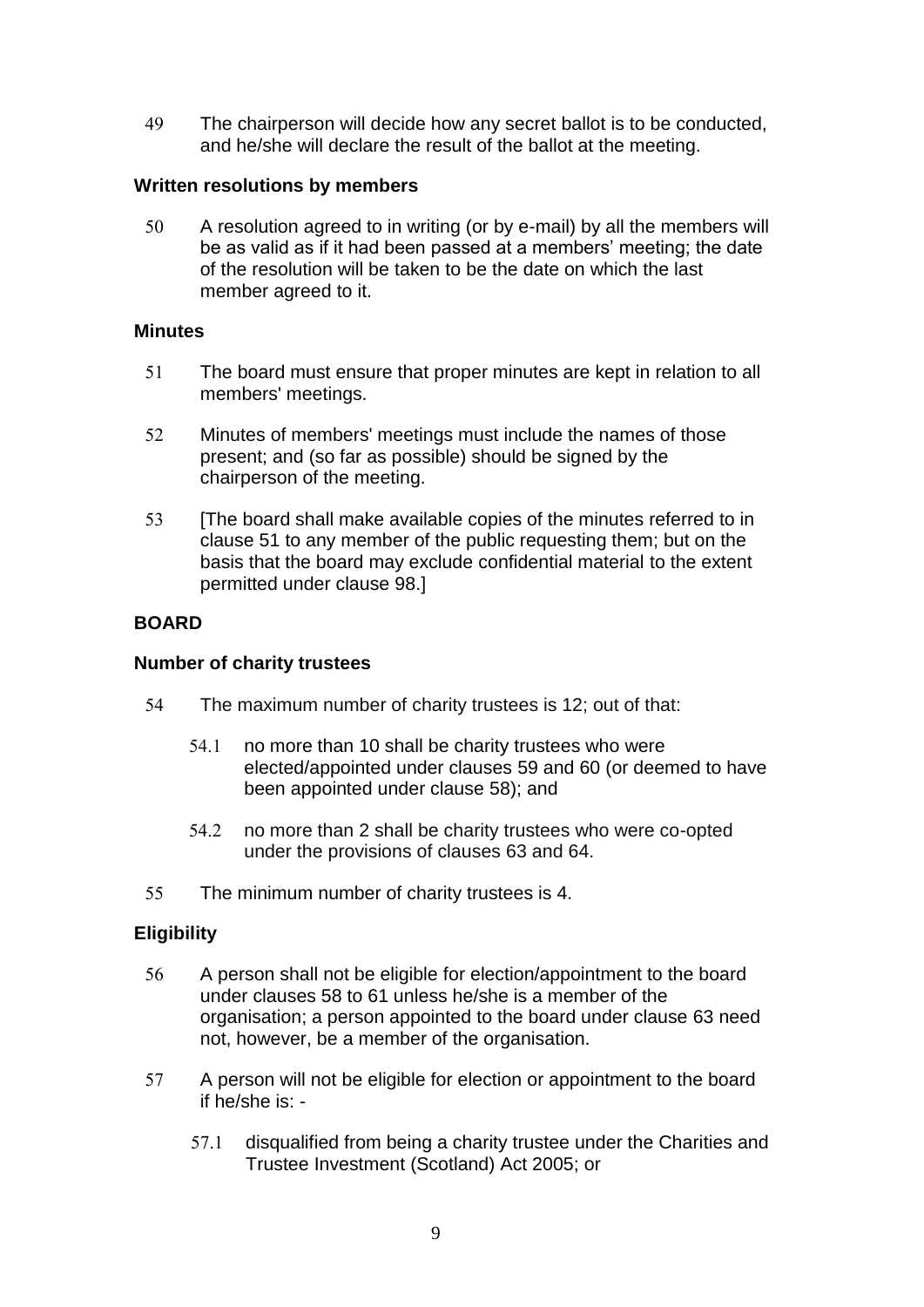49 The chairperson will decide how any secret ballot is to be conducted, and he/she will declare the result of the ballot at the meeting.

**Written resolutions by members**

50 A resolution agreed to in writing (or by e-mail) by all the members will be as valid as if it had been passed at a members' meeting; the date of the resolution will be taken to be the date on which the last member agreed to it.

**Minutes**

51 The board must ensure that proper minutes are kept in relation to all members' meetings.

52 Minutes of members' meetings must include the names of those present; and (so far as possible) should be signed by the chairperson of the meeting.

53 [The board shall make available copies of the minutes referred to in clause 51 to any member of the public requesting them; but on the basis that the board may exclude confidential material to the extent permitted under clause 98.]

## BOARD

**Number of charity trustees**

54 The maximum number of charity trustees is 12; out of that:

54.1 no more than 10 shall be charity trustees who were elected/appointed under clauses 59 and 60 (or deemed to have been appointed under clause 58); and

54.2 no more than 2 shall be charity trustees who were co-opted under the provisions of clauses 63 and 64.

55 The minimum number of charity trustees is 4.

**Eligibility**

56 A person shall not be eligible for election/appointment to the board under clauses 58 to 61 unless he/she is a member of the organisation; a person appointed to the board under clause 63 need not, however, be a member of the organisation.

57 A person will not be eligible for election or appointment to the board if he/she is: -

57.1 disqualified from being a charity trustee under the Charities and Trustee Investment (Scotland) Act 2005; or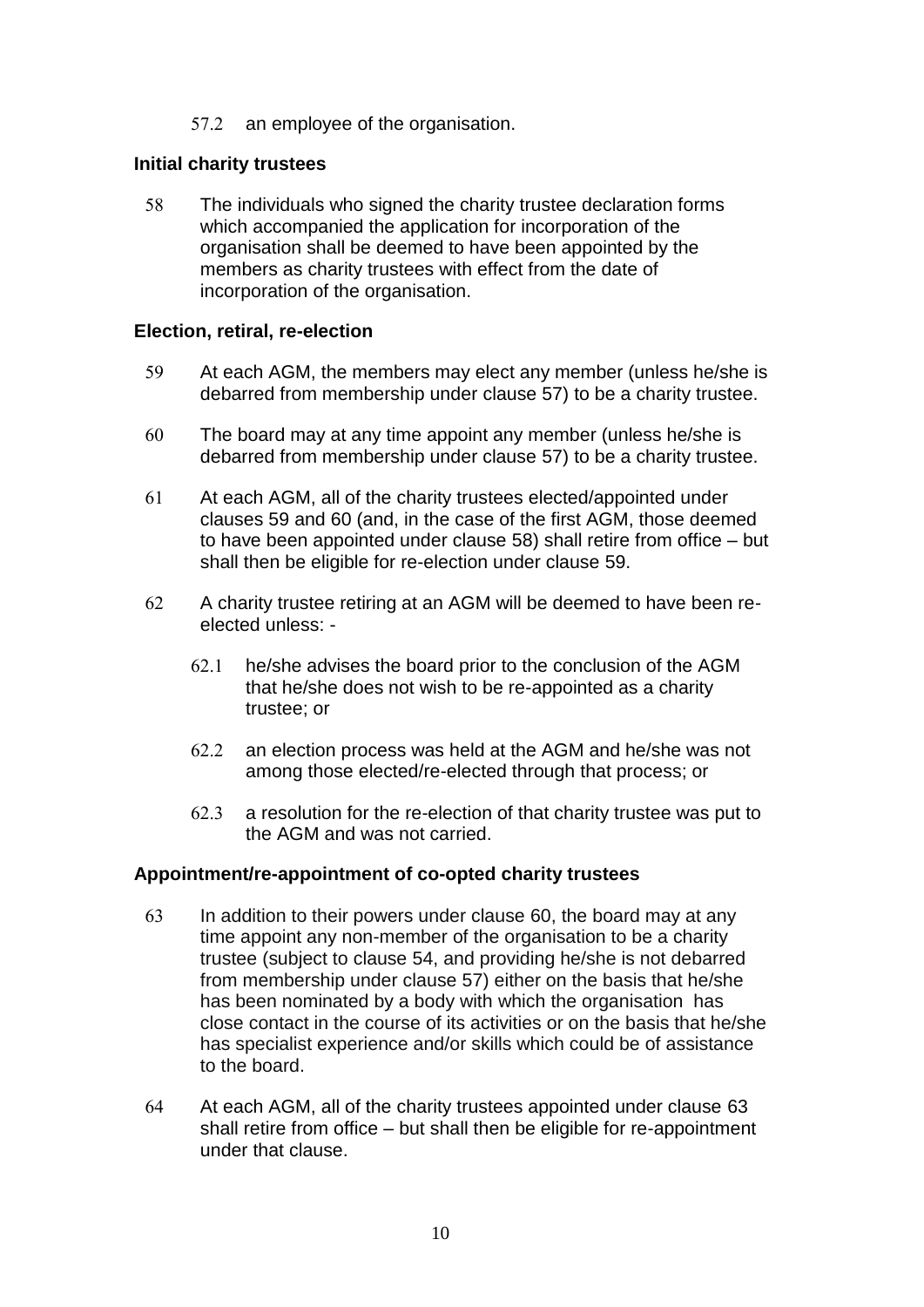57.2 an employee of the organisation.

**Initial charity trustees**

58 The individuals who signed the charity trustee declaration forms which accompanied the application for incorporation of the organisation shall be deemed to have been appointed by the members as charity trustees with effect from the date of incorporation of the organisation.

**Election, retiral, re-election**

59 At each AGM, the members may elect any member (unless he/she is debarred from membership under clause 57) to be a charity trustee.

60 The board may at any time appoint any member (unless he/she is debarred from membership under clause 57) to be a charity trustee.

61 At each AGM, all of the charity trustees elected/appointed under clauses 59 and 60 (and, in the case of the first AGM, those deemed to have been appointed under clause 58) shall retire from office – but shall then be eligible for re-election under clause 59.

62 A charity trustee retiring at an AGM will be deemed to have been re-elected unless: -

62.1 he/she advises the board prior to the conclusion of the AGM that he/she does not wish to be re-appointed as a charity trustee; or

62.2 an election process was held at the AGM and he/she was not among those elected/re-elected through that process; or

62.3 a resolution for the re-election of that charity trustee was put to the AGM and was not carried.

**Appointment/re-appointment of co-opted charity trustees**

63 In addition to their powers under clause 60, the board may at any time appoint any non-member of the organisation to be a charity trustee (subject to clause 54, and providing he/she is not debarred from membership under clause 57) either on the basis that he/she has been nominated by a body with which the organisation has close contact in the course of its activities or on the basis that he/she has specialist experience and/or skills which could be of assistance to the board.

64 At each AGM, all of the charity trustees appointed under clause 63 shall retire from office – but shall then be eligible for re-appointment under that clause.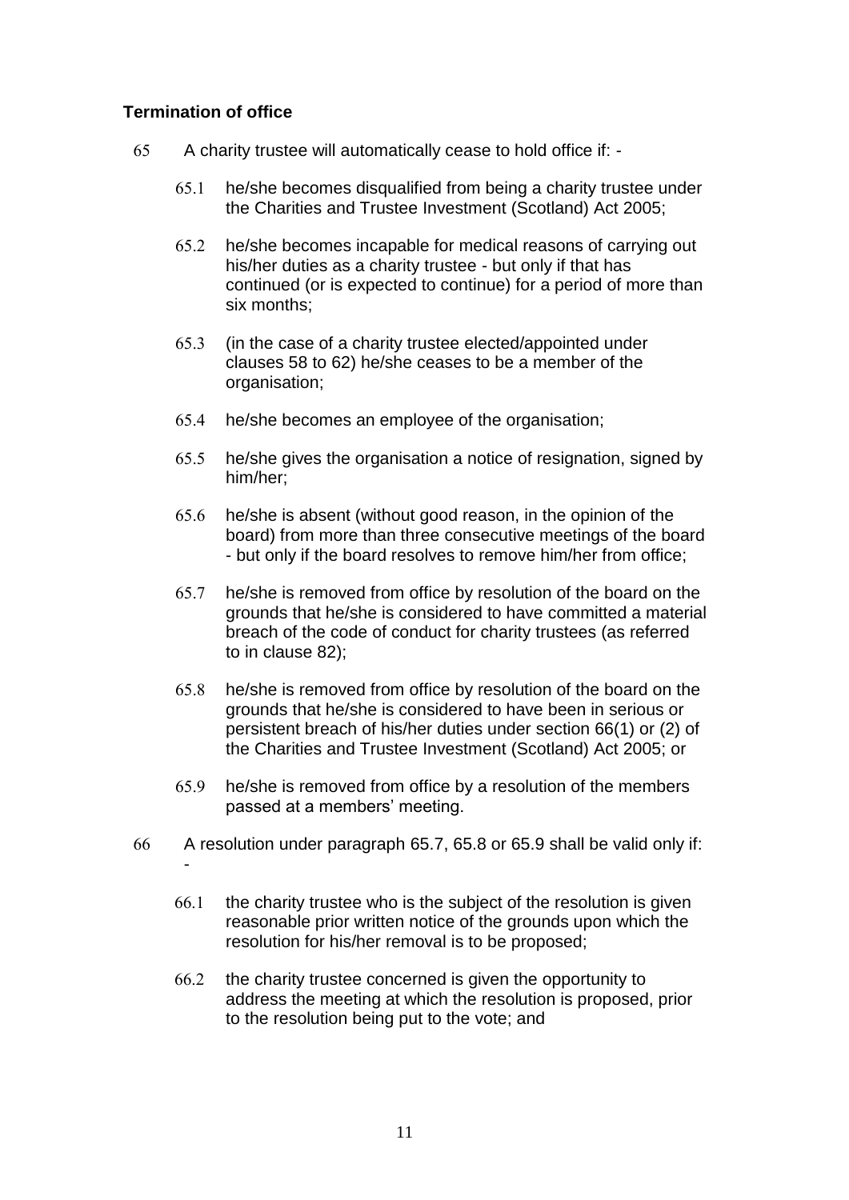### Termination of office

65 A charity trustee will automatically cease to hold office if: -

65.1 he/she becomes disqualified from being a charity trustee under the Charities and Trustee Investment (Scotland) Act 2005;

65.2 he/she becomes incapable for medical reasons of carrying out his/her duties as a charity trustee - but only if that has continued (or is expected to continue) for a period of more than six months;

65.3 (in the case of a charity trustee elected/appointed under clauses 58 to 62) he/she ceases to be a member of the organisation;

65.4 he/she becomes an employee of the organisation;

65.5 he/she gives the organisation a notice of resignation, signed by him/her;

65.6 he/she is absent (without good reason, in the opinion of the board) from more than three consecutive meetings of the board - but only if the board resolves to remove him/her from office;

65.7 he/she is removed from office by resolution of the board on the grounds that he/she is considered to have committed a material breach of the code of conduct for charity trustees (as referred to in clause 82);

65.8 he/she is removed from office by resolution of the board on the grounds that he/she is considered to have been in serious or persistent breach of his/her duties under section 66(1) or (2) of the Charities and Trustee Investment (Scotland) Act 2005; or

65.9 he/she is removed from office by a resolution of the members passed at a members' meeting.

66 A resolution under paragraph 65.7, 65.8 or 65.9 shall be valid only if: -

66.1 the charity trustee who is the subject of the resolution is given reasonable prior written notice of the grounds upon which the resolution for his/her removal is to be proposed;

66.2 the charity trustee concerned is given the opportunity to address the meeting at which the resolution is proposed, prior to the resolution being put to the vote; and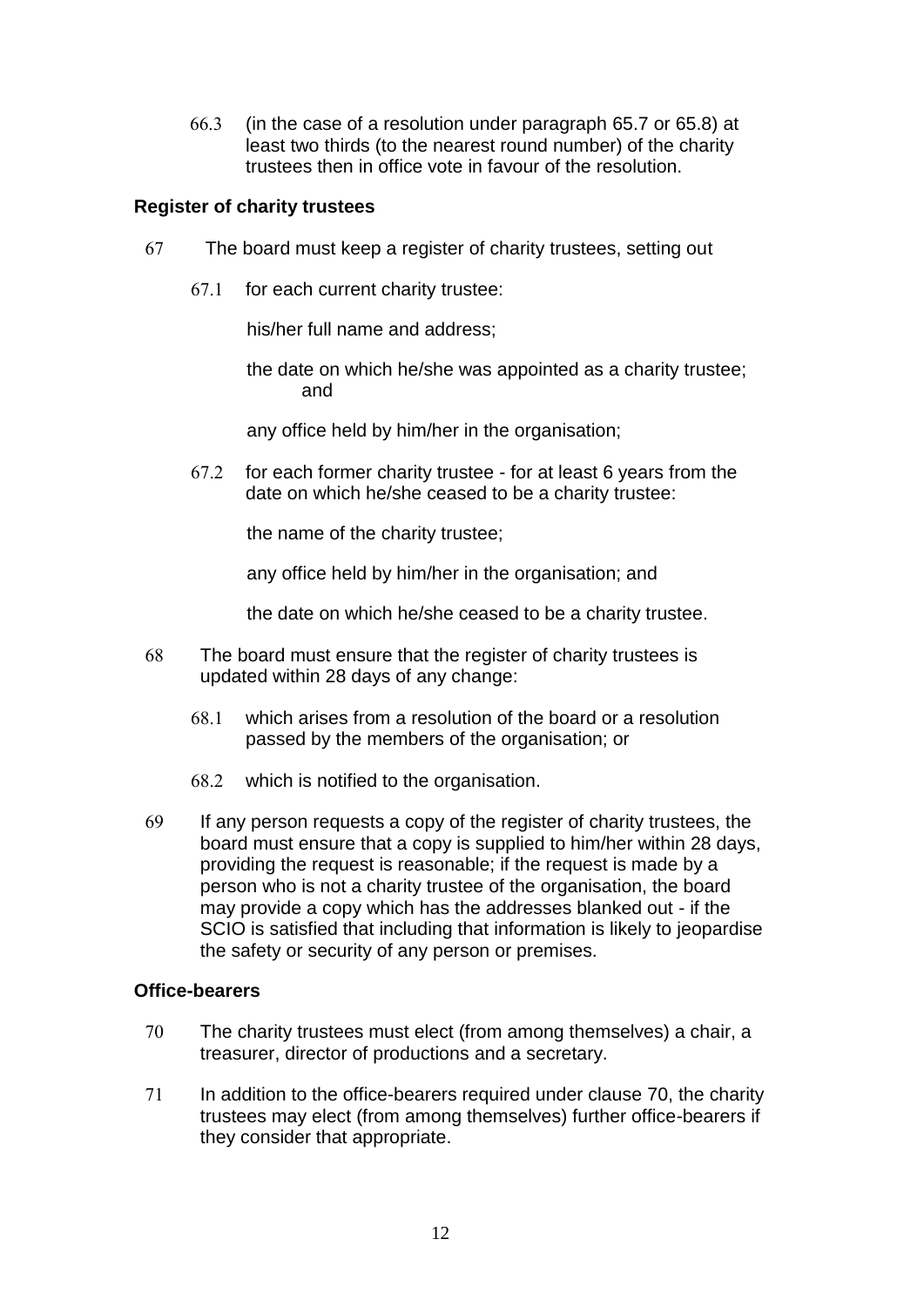66.3 (in the case of a resolution under paragraph 65.7 or 65.8) at least two thirds (to the nearest round number) of the charity trustees then in office vote in favour of the resolution.

### Register of charity trustees

67 The board must keep a register of charity trustees, setting out

67.1 for each current charity trustee:

his/her full name and address;

the date on which he/she was appointed as a charity trustee; and

any office held by him/her in the organisation;

67.2 for each former charity trustee - for at least 6 years from the date on which he/she ceased to be a charity trustee:

the name of the charity trustee;

any office held by him/her in the organisation; and

the date on which he/she ceased to be a charity trustee.

68 The board must ensure that the register of charity trustees is updated within 28 days of any change:

68.1 which arises from a resolution of the board or a resolution passed by the members of the organisation; or

68.2 which is notified to the organisation.

69 If any person requests a copy of the register of charity trustees, the board must ensure that a copy is supplied to him/her within 28 days, providing the request is reasonable; if the request is made by a person who is not a charity trustee of the organisation, the board may provide a copy which has the addresses blanked out - if the SCIO is satisfied that including that information is likely to jeopardise the safety or security of any person or premises.

### Office-bearers

70 The charity trustees must elect (from among themselves) a chair, a treasurer, director of productions and a secretary.

71 In addition to the office-bearers required under clause 70, the charity trustees may elect (from among themselves) further office-bearers if they consider that appropriate.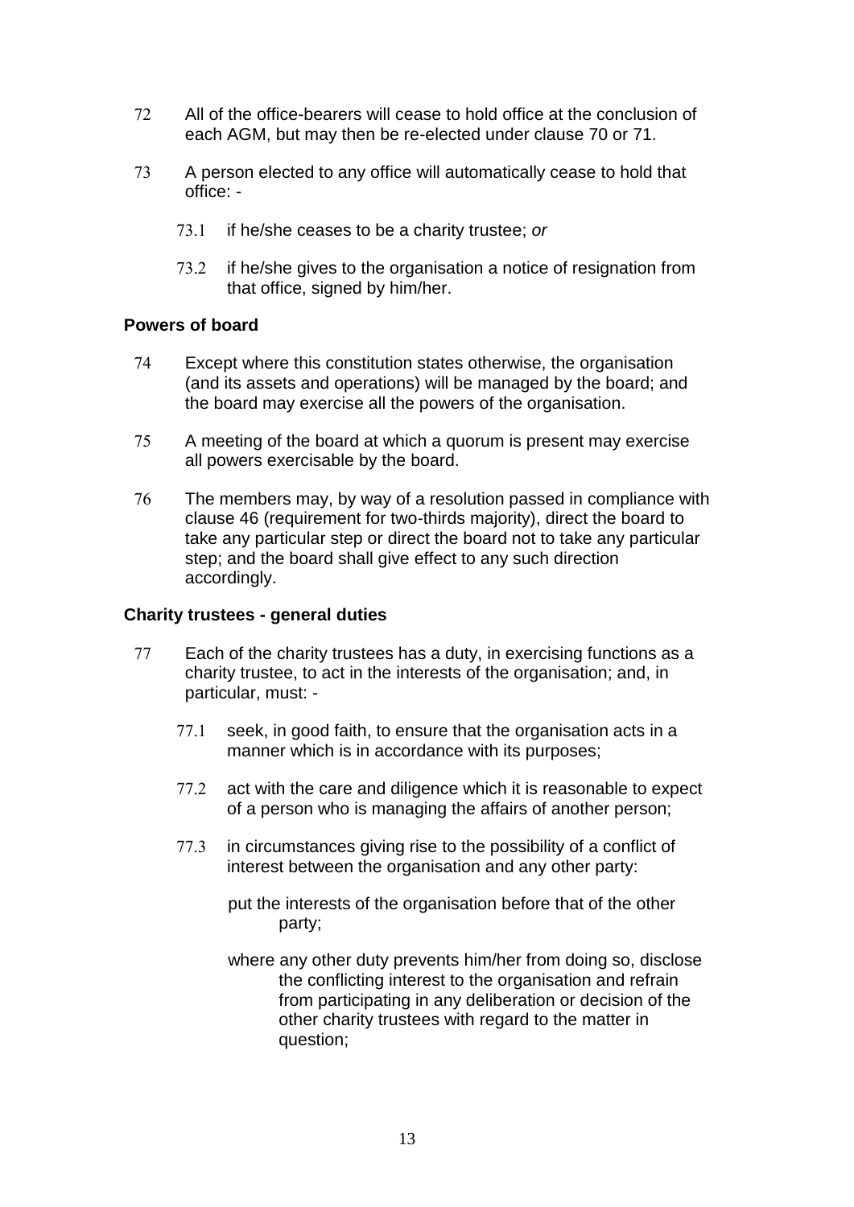72 All of the office-bearers will cease to hold office at the conclusion of each AGM, but may then be re-elected under clause 70 or 71.

73 A person elected to any office will automatically cease to hold that office: -

73.1 if he/she ceases to be a charity trustee; *or*

73.2 if he/she gives to the organisation a notice of resignation from that office, signed by him/her.

**Powers of board**

74 Except where this constitution states otherwise, the organisation (and its assets and operations) will be managed by the board; and the board may exercise all the powers of the organisation.

75 A meeting of the board at which a quorum is present may exercise all powers exercisable by the board.

76 The members may, by way of a resolution passed in compliance with clause 46 (requirement for two-thirds majority), direct the board to take any particular step or direct the board not to take any particular step; and the board shall give effect to any such direction accordingly.

**Charity trustees - general duties**

77 Each of the charity trustees has a duty, in exercising functions as a charity trustee, to act in the interests of the organisation; and, in particular, must: -

77.1 seek, in good faith, to ensure that the organisation acts in a manner which is in accordance with its purposes;

77.2 act with the care and diligence which it is reasonable to expect of a person who is managing the affairs of another person;

77.3 in circumstances giving rise to the possibility of a conflict of interest between the organisation and any other party:

put the interests of the organisation before that of the other party;

where any other duty prevents him/her from doing so, disclose the conflicting interest to the organisation and refrain from participating in any deliberation or decision of the other charity trustees with regard to the matter in question;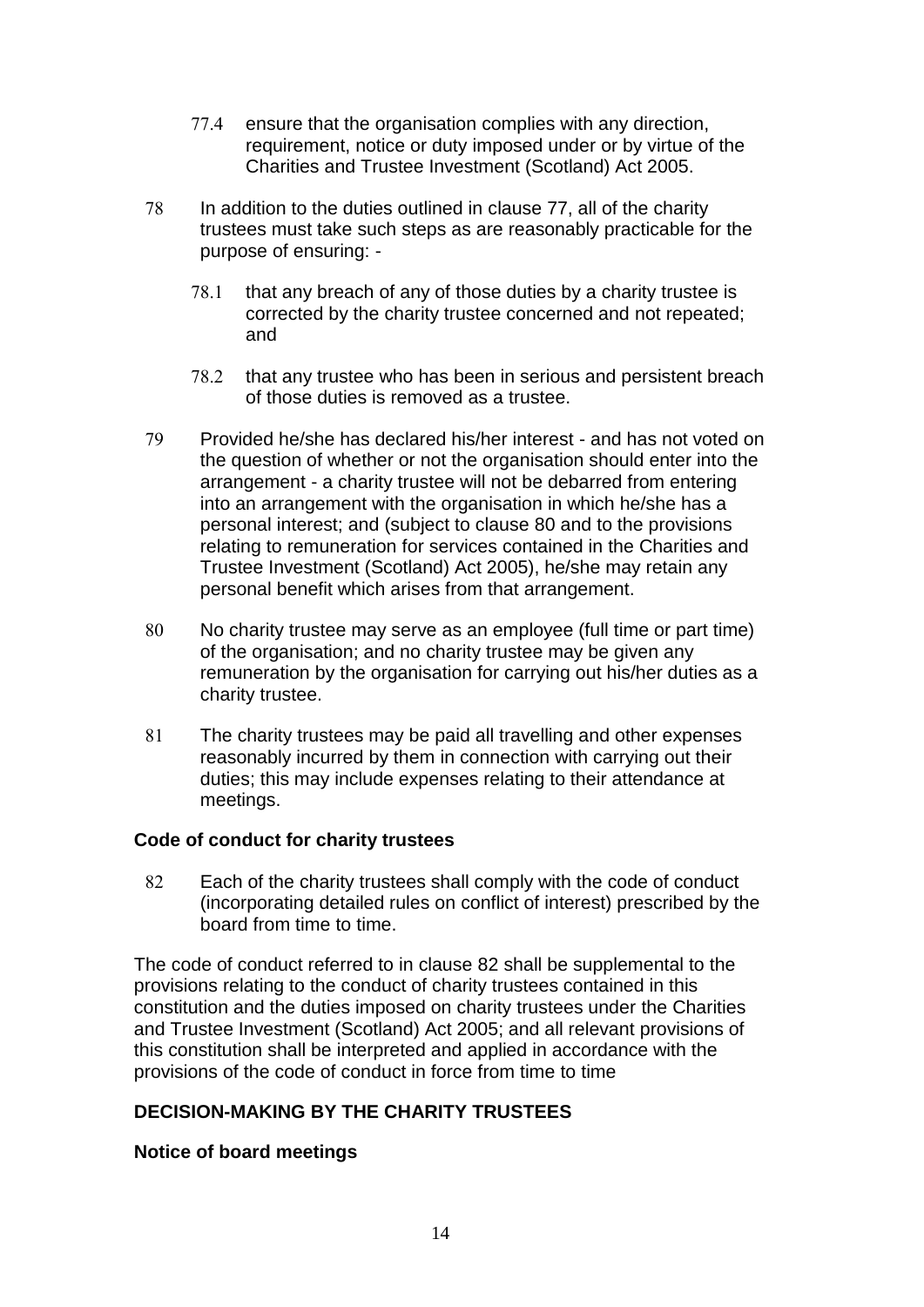77.4 ensure that the organisation complies with any direction, requirement, notice or duty imposed under or by virtue of the Charities and Trustee Investment (Scotland) Act 2005.

78 In addition to the duties outlined in clause 77, all of the charity trustees must take such steps as are reasonably practicable for the purpose of ensuring: -

78.1 that any breach of any of those duties by a charity trustee is corrected by the charity trustee concerned and not repeated; and

78.2 that any trustee who has been in serious and persistent breach of those duties is removed as a trustee.

79 Provided he/she has declared his/her interest - and has not voted on the question of whether or not the organisation should enter into the arrangement - a charity trustee will not be debarred from entering into an arrangement with the organisation in which he/she has a personal interest; and (subject to clause 80 and to the provisions relating to remuneration for services contained in the Charities and Trustee Investment (Scotland) Act 2005), he/she may retain any personal benefit which arises from that arrangement.

80 No charity trustee may serve as an employee (full time or part time) of the organisation; and no charity trustee may be given any remuneration by the organisation for carrying out his/her duties as a charity trustee.

81 The charity trustees may be paid all travelling and other expenses reasonably incurred by them in connection with carrying out their duties; this may include expenses relating to their attendance at meetings.

**Code of conduct for charity trustees**

82 Each of the charity trustees shall comply with the code of conduct (incorporating detailed rules on conflict of interest) prescribed by the board from time to time.

The code of conduct referred to in clause 82 shall be supplemental to the provisions relating to the conduct of charity trustees contained in this constitution and the duties imposed on charity trustees under the Charities and Trustee Investment (Scotland) Act 2005; and all relevant provisions of this constitution shall be interpreted and applied in accordance with the provisions of the code of conduct in force from time to time

## DECISION-MAKING BY THE CHARITY TRUSTEES

**Notice of board meetings**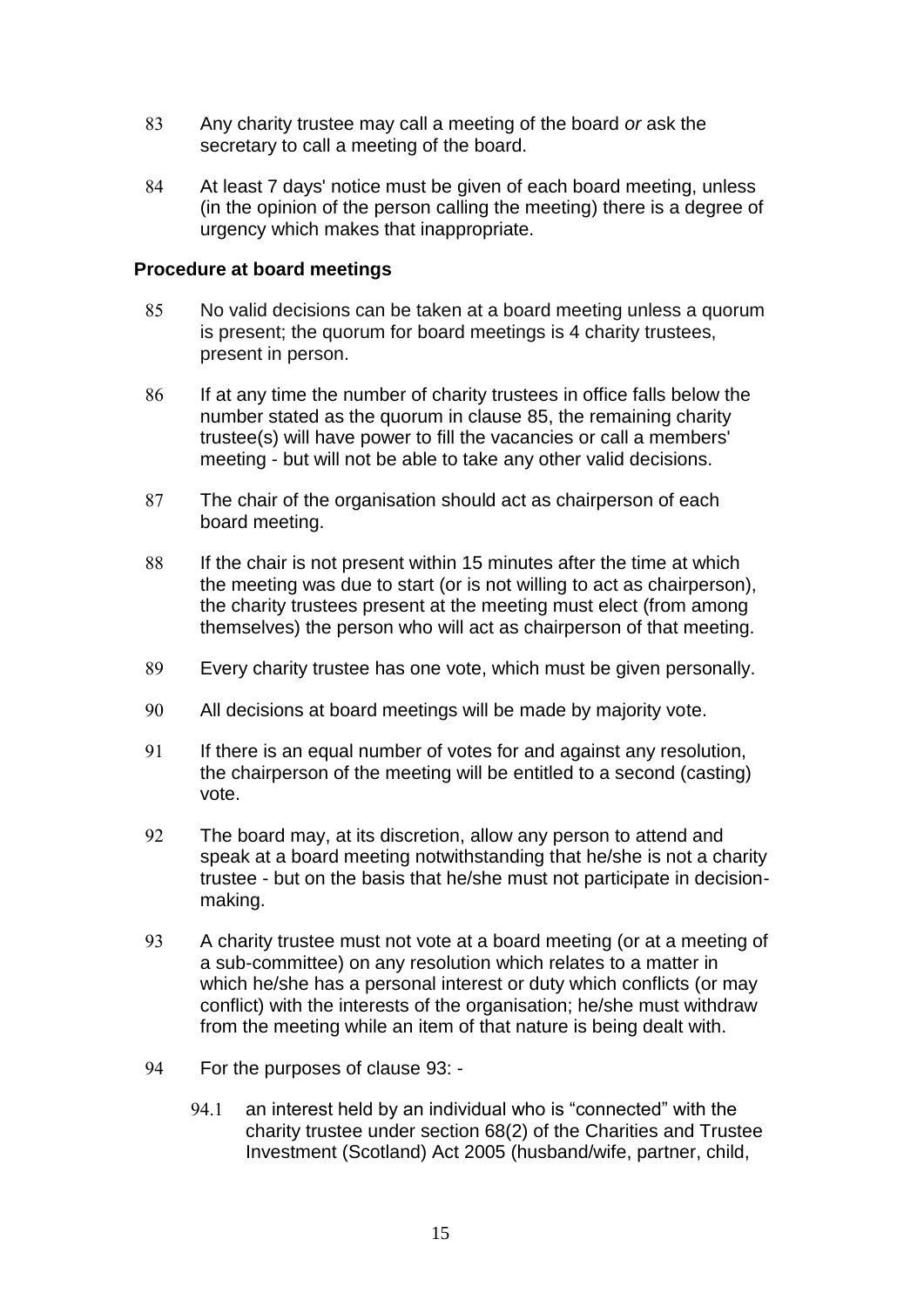83 Any charity trustee may call a meeting of the board *or* ask the secretary to call a meeting of the board.

84 At least 7 days' notice must be given of each board meeting, unless (in the opinion of the person calling the meeting) there is a degree of urgency which makes that inappropriate.

**Procedure at board meetings**

85 No valid decisions can be taken at a board meeting unless a quorum is present; the quorum for board meetings is 4 charity trustees, present in person.

86 If at any time the number of charity trustees in office falls below the number stated as the quorum in clause 85, the remaining charity trustee(s) will have power to fill the vacancies or call a members' meeting - but will not be able to take any other valid decisions.

87 The chair of the organisation should act as chairperson of each board meeting.

88 If the chair is not present within 15 minutes after the time at which the meeting was due to start (or is not willing to act as chairperson), the charity trustees present at the meeting must elect (from among themselves) the person who will act as chairperson of that meeting.

89 Every charity trustee has one vote, which must be given personally.

90 All decisions at board meetings will be made by majority vote.

91 If there is an equal number of votes for and against any resolution, the chairperson of the meeting will be entitled to a second (casting) vote.

92 The board may, at its discretion, allow any person to attend and speak at a board meeting notwithstanding that he/she is not a charity trustee - but on the basis that he/she must not participate in decision-making.

93 A charity trustee must not vote at a board meeting (or at a meeting of a sub-committee) on any resolution which relates to a matter in which he/she has a personal interest or duty which conflicts (or may conflict) with the interests of the organisation; he/she must withdraw from the meeting while an item of that nature is being dealt with.

94 For the purposes of clause 93: -

94.1 an interest held by an individual who is "connected" with the charity trustee under section 68(2) of the Charities and Trustee Investment (Scotland) Act 2005 (husband/wife, partner, child,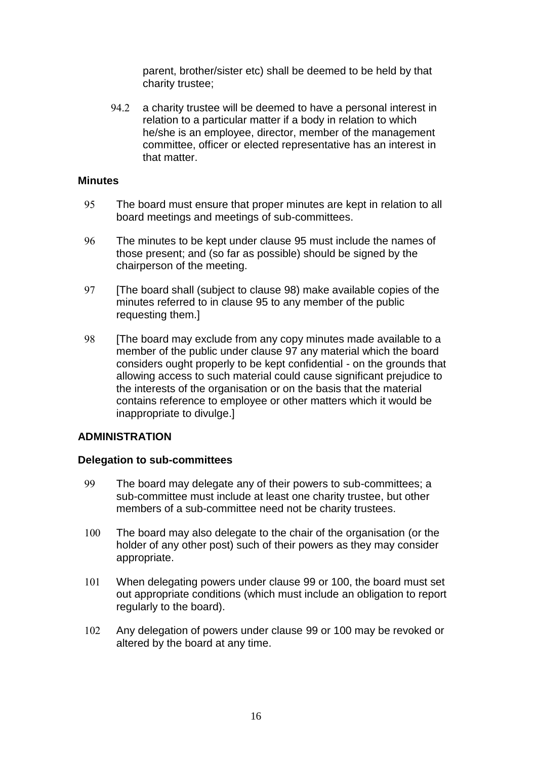parent, brother/sister etc) shall be deemed to be held by that charity trustee;

94.2 a charity trustee will be deemed to have a personal interest in relation to a particular matter if a body in relation to which he/she is an employee, director, member of the management committee, officer or elected representative has an interest in that matter.

### Minutes

95 The board must ensure that proper minutes are kept in relation to all board meetings and meetings of sub-committees.

96 The minutes to be kept under clause 95 must include the names of those present; and (so far as possible) should be signed by the chairperson of the meeting.

97 [The board shall (subject to clause 98) make available copies of the minutes referred to in clause 95 to any member of the public requesting them.]

98 [The board may exclude from any copy minutes made available to a member of the public under clause 97 any material which the board considers ought properly to be kept confidential - on the grounds that allowing access to such material could cause significant prejudice to the interests of the organisation or on the basis that the material contains reference to employee or other matters which it would be inappropriate to divulge.]

## ADMINISTRATION

### Delegation to sub-committees

99 The board may delegate any of their powers to sub-committees; a sub-committee must include at least one charity trustee, but other members of a sub-committee need not be charity trustees.

100 The board may also delegate to the chair of the organisation (or the holder of any other post) such of their powers as they may consider appropriate.

101 When delegating powers under clause 99 or 100, the board must set out appropriate conditions (which must include an obligation to report regularly to the board).

102 Any delegation of powers under clause 99 or 100 may be revoked or altered by the board at any time.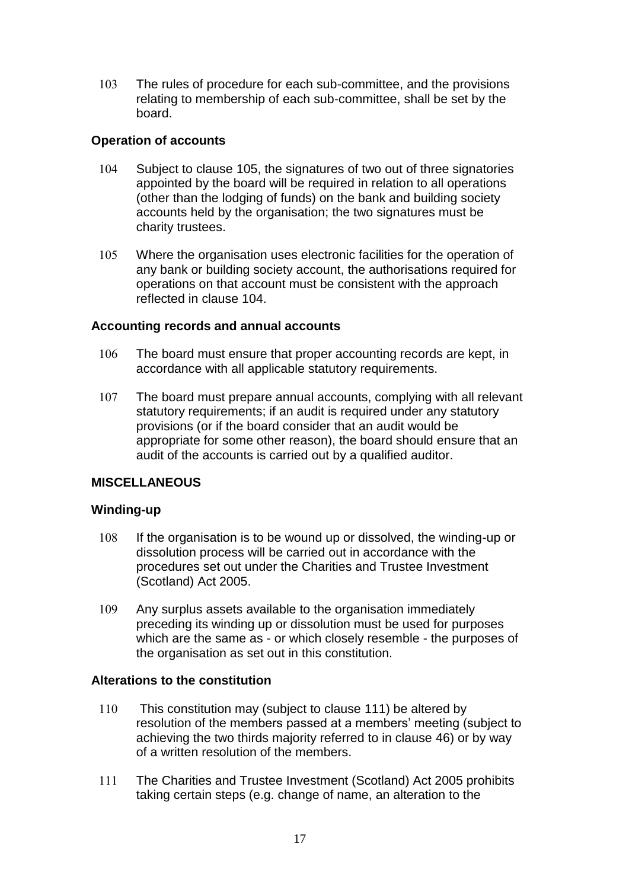103 The rules of procedure for each sub-committee, and the provisions relating to membership of each sub-committee, shall be set by the board.

**Operation of accounts**

104 Subject to clause 105, the signatures of two out of three signatories appointed by the board will be required in relation to all operations (other than the lodging of funds) on the bank and building society accounts held by the organisation; the two signatures must be charity trustees.

105 Where the organisation uses electronic facilities for the operation of any bank or building society account, the authorisations required for operations on that account must be consistent with the approach reflected in clause 104.

**Accounting records and annual accounts**

106 The board must ensure that proper accounting records are kept, in accordance with all applicable statutory requirements.

107 The board must prepare annual accounts, complying with all relevant statutory requirements; if an audit is required under any statutory provisions (or if the board consider that an audit would be appropriate for some other reason), the board should ensure that an audit of the accounts is carried out by a qualified auditor.

**MISCELLANEOUS**

**Winding-up**

108 If the organisation is to be wound up or dissolved, the winding-up or dissolution process will be carried out in accordance with the procedures set out under the Charities and Trustee Investment (Scotland) Act 2005.

109 Any surplus assets available to the organisation immediately preceding its winding up or dissolution must be used for purposes which are the same as - or which closely resemble - the purposes of the organisation as set out in this constitution.

**Alterations to the constitution**

110 This constitution may (subject to clause 111) be altered by resolution of the members passed at a members' meeting (subject to achieving the two thirds majority referred to in clause 46) or by way of a written resolution of the members.

111 The Charities and Trustee Investment (Scotland) Act 2005 prohibits taking certain steps (e.g. change of name, an alteration to the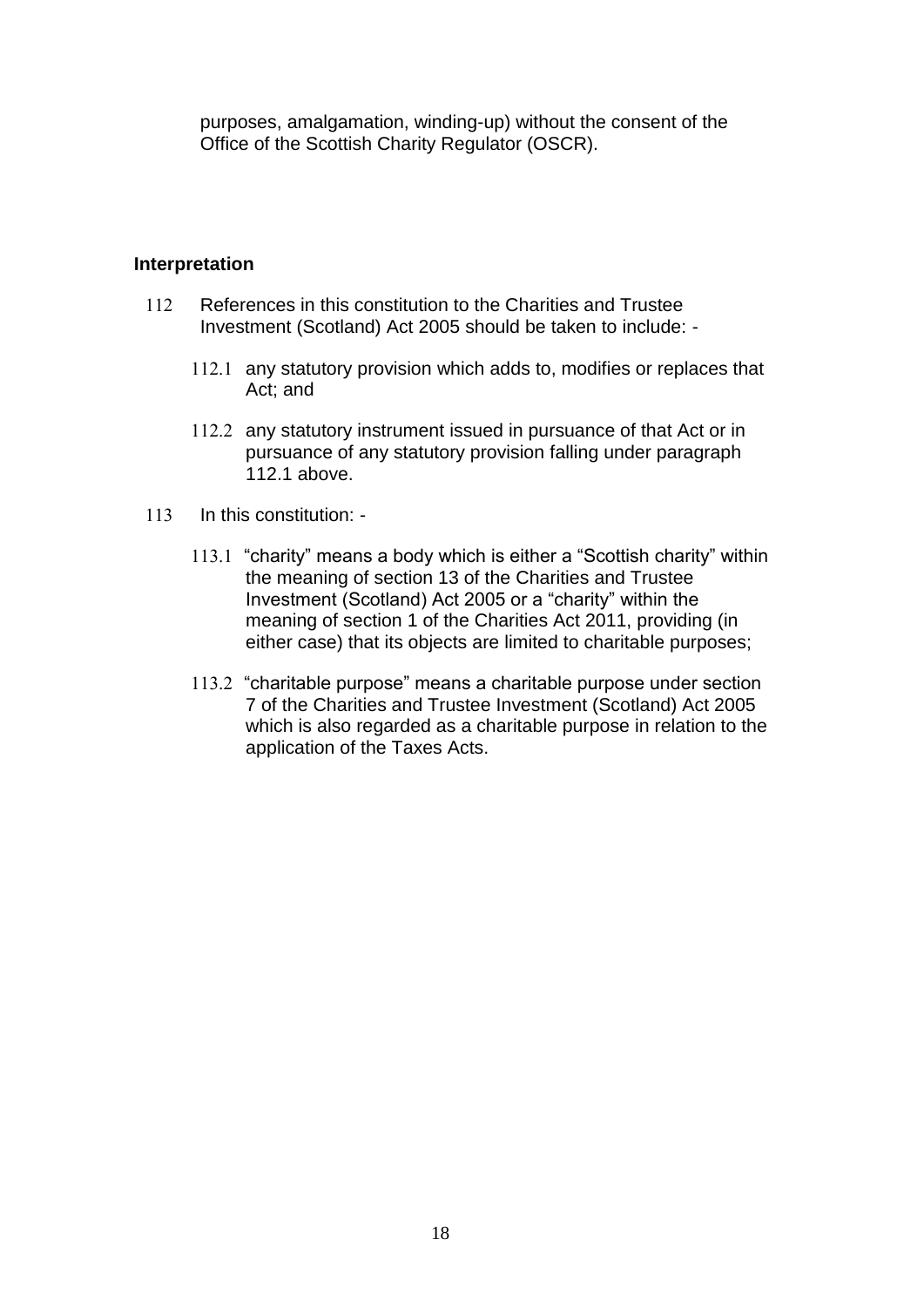purposes, amalgamation, winding-up) without the consent of the Office of the Scottish Charity Regulator (OSCR).

## Interpretation

112 References in this constitution to the Charities and Trustee Investment (Scotland) Act 2005 should be taken to include: -

112.1 any statutory provision which adds to, modifies or replaces that Act; and

112.2 any statutory instrument issued in pursuance of that Act or in pursuance of any statutory provision falling under paragraph 112.1 above.

113 In this constitution: -

113.1 "charity" means a body which is either a "Scottish charity" within the meaning of section 13 of the Charities and Trustee Investment (Scotland) Act 2005 or a "charity" within the meaning of section 1 of the Charities Act 2011, providing (in either case) that its objects are limited to charitable purposes;

113.2 "charitable purpose" means a charitable purpose under section 7 of the Charities and Trustee Investment (Scotland) Act 2005 which is also regarded as a charitable purpose in relation to the application of the Taxes Acts.